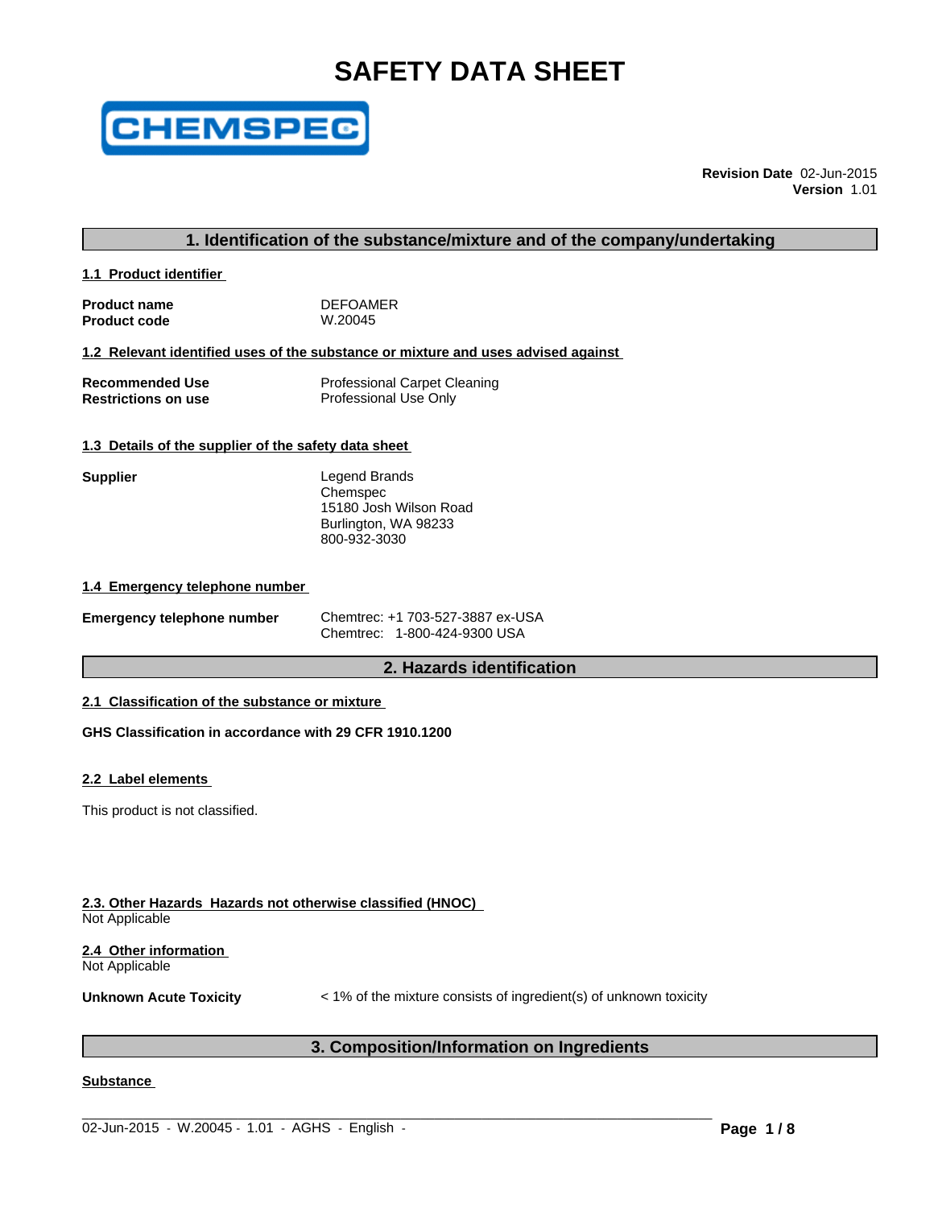# SAFETY DATA SHEET

CHEMSPEC

**Revision Date** 02-Jun-2015
**Version** 1.01

## 1. Identification of the substance/mixture and of the company/undertaking

### 1.1 Product identifier

**Product name** DEFOAMER
**Product code** W.20045

### 1.2 Relevant identified uses of the substance or mixture and uses advised against

**Recommended Use** Professional Carpet Cleaning
**Restrictions on use** Professional Use Only

### 1.3 Details of the supplier of the safety data sheet

**Supplier**
Legend Brands
Chemspec
15180 Josh Wilson Road
Burlington, WA 98233
800-932-3030

### 1.4 Emergency telephone number

**Emergency telephone number**
Chemtrec: +1 703-527-3887 ex-USA
Chemtrec: 1-800-424-9300 USA

## 2. Hazards identification

### 2.1 Classification of the substance or mixture

**GHS Classification in accordance with 29 CFR 1910.1200**

### 2.2 Label elements

This product is not classified.

### 2.3. Other Hazards Hazards not otherwise classified (HNOC)

Not Applicable

### 2.4 Other information

Not Applicable

**Unknown Acute Toxicity** < 1% of the mixture consists of ingredient(s) of unknown toxicity

## 3. Composition/Information on Ingredients

### Substance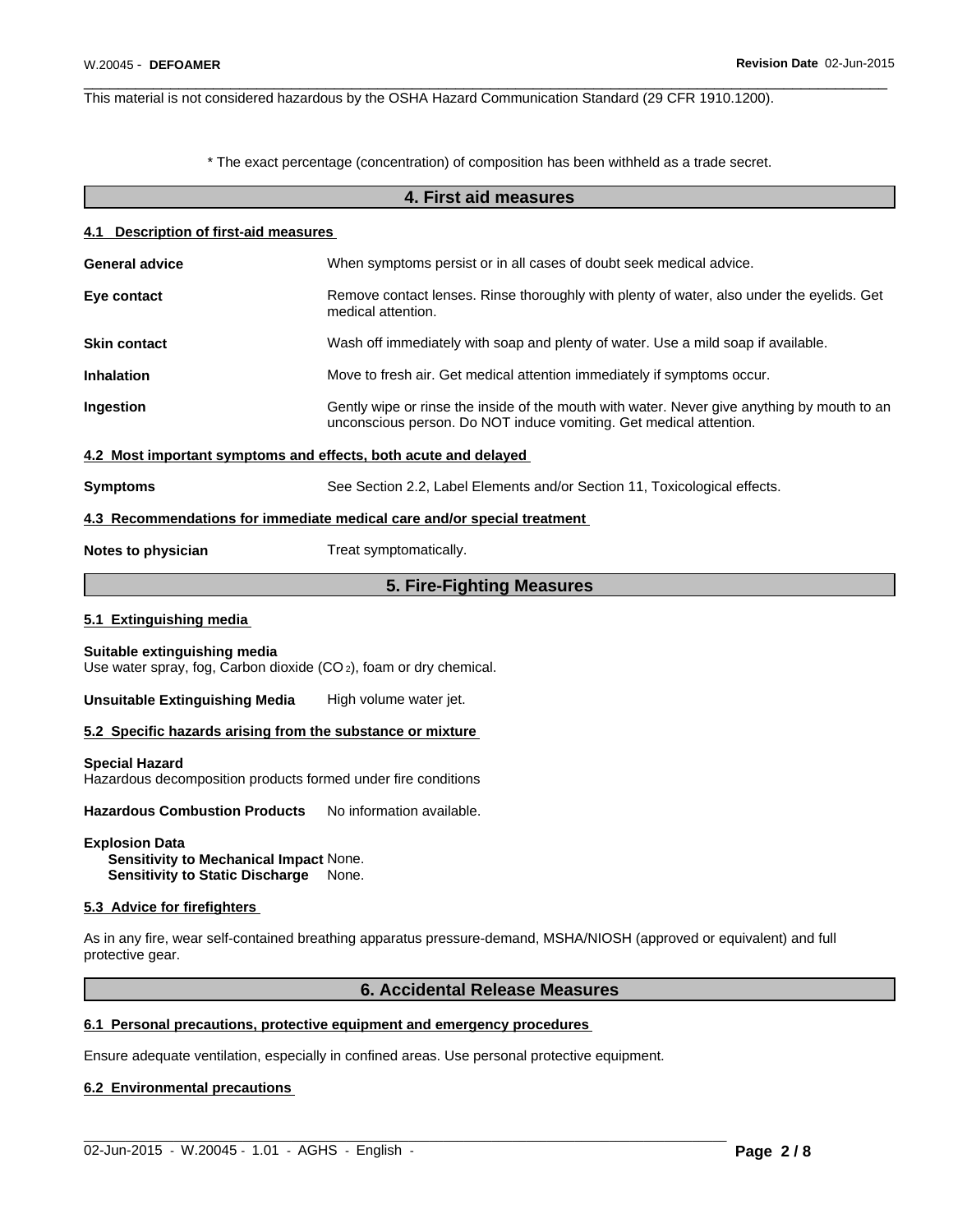This material is not considered hazardous by the OSHA Hazard Communication Standard (29 CFR 1910.1200).

* The exact percentage (concentration) of composition has been withheld as a trade secret.

## 4. First aid measures

### 4.1 Description of first-aid measures

**General advice** When symptoms persist or in all cases of doubt seek medical advice.

**Eye contact** Remove contact lenses. Rinse thoroughly with plenty of water, also under the eyelids. Get medical attention.

**Skin contact** Wash off immediately with soap and plenty of water. Use a mild soap if available.

**Inhalation** Move to fresh air. Get medical attention immediately if symptoms occur.

**Ingestion** Gently wipe or rinse the inside of the mouth with water. Never give anything by mouth to an unconscious person. Do NOT induce vomiting. Get medical attention.

### 4.2 Most important symptoms and effects, both acute and delayed

**Symptoms** See Section 2.2, Label Elements and/or Section 11, Toxicological effects.

### 4.3 Recommendations for immediate medical care and/or special treatment

**Notes to physician** Treat symptomatically.

## 5. Fire-Fighting Measures

### 5.1 Extinguishing media

**Suitable extinguishing media**
Use water spray, fog, Carbon dioxide ($CO_2$), foam or dry chemical.

**Unsuitable Extinguishing Media** High volume water jet.

### 5.2 Specific hazards arising from the substance or mixture

**Special Hazard**
Hazardous decomposition products formed under fire conditions

**Hazardous Combustion Products** No information available.

**Explosion Data**
**Sensitivity to Mechanical Impact** None.
**Sensitivity to Static Discharge** None.

### 5.3 Advice for firefighters

As in any fire, wear self-contained breathing apparatus pressure-demand, MSHA/NIOSH (approved or equivalent) and full protective gear.

## 6. Accidental Release Measures

### 6.1 Personal precautions, protective equipment and emergency procedures

Ensure adequate ventilation, especially in confined areas. Use personal protective equipment.

### 6.2 Environmental precautions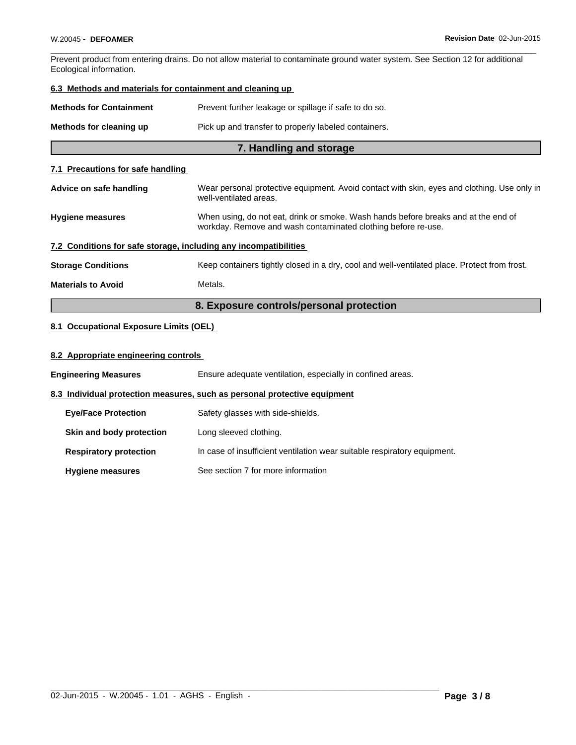Prevent product from entering drains. Do not allow material to contaminate ground water system. See Section 12 for additional Ecological information.

### 6.3 Methods and materials for containment and cleaning up

**Methods for Containment** Prevent further leakage or spillage if safe to do so.

**Methods for cleaning up** Pick up and transfer to properly labeled containers.

## 7. Handling and storage

### 7.1 Precautions for safe handling

**Advice on safe handling** Wear personal protective equipment. Avoid contact with skin, eyes and clothing. Use only in well-ventilated areas.

**Hygiene measures** When using, do not eat, drink or smoke. Wash hands before breaks and at the end of workday. Remove and wash contaminated clothing before re-use.

### 7.2 Conditions for safe storage, including any incompatibilities

**Storage Conditions** Keep containers tightly closed in a dry, cool and well-ventilated place. Protect from frost.

**Materials to Avoid** Metals.

## 8. Exposure controls/personal protection

### 8.1 Occupational Exposure Limits (OEL)

### 8.2 Appropriate engineering controls

**Engineering Measures** Ensure adequate ventilation, especially in confined areas.

### 8.3 Individual protection measures, such as personal protective equipment

**Eye/Face Protection** Safety glasses with side-shields.

**Skin and body protection** Long sleeved clothing.

**Respiratory protection** In case of insufficient ventilation wear suitable respiratory equipment.

**Hygiene measures** See section 7 for more information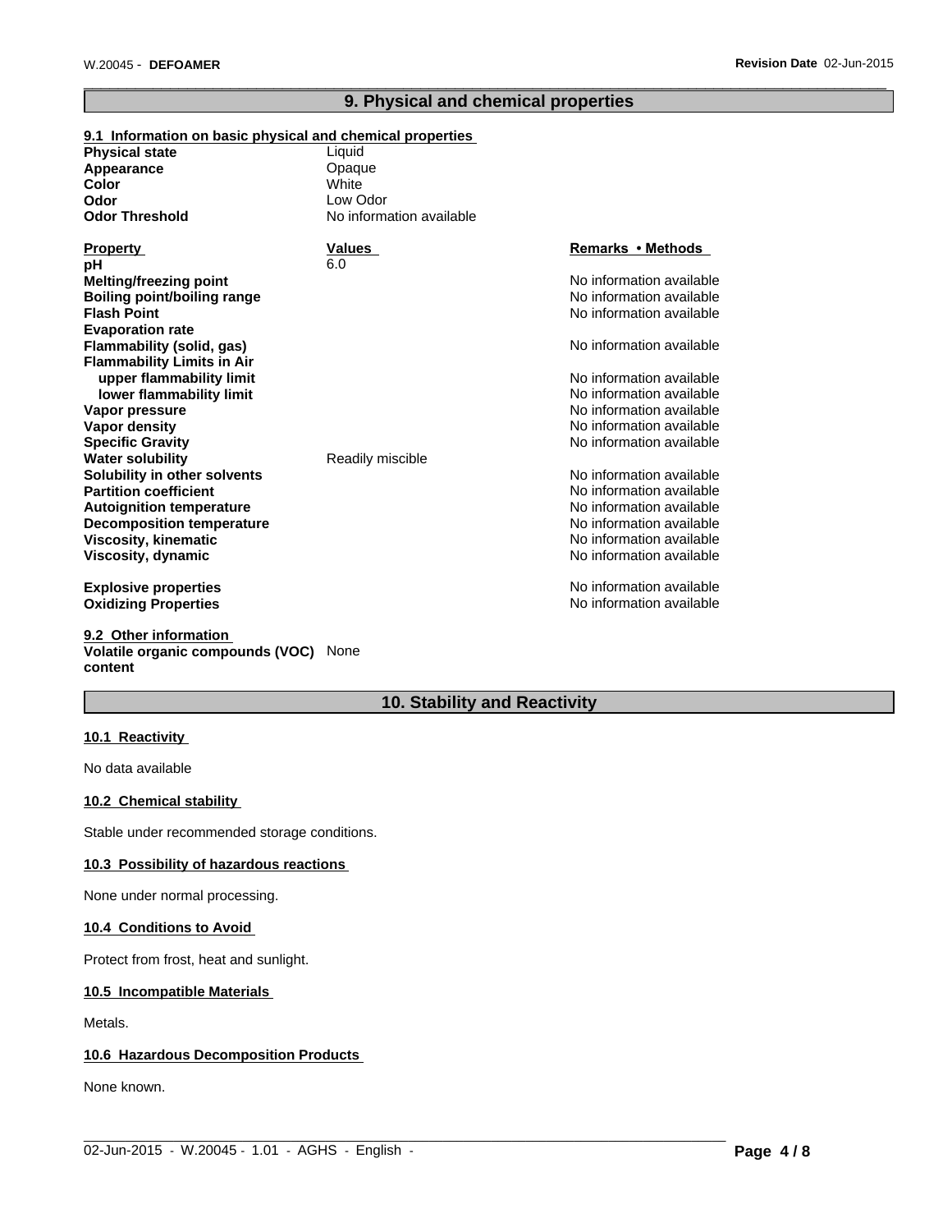## 9. Physical and chemical properties

### 9.1 Information on basic physical and chemical properties

| | |
|---|---|
| **Physical state** | Liquid |
| **Appearance** | Opaque |
| **Color** | White |
| **Odor** | Low Odor |
| **Odor Threshold** | No information available |

| Property | Values | Remarks • Methods |
|---|---|---|
| **pH** | 6.0 | |
| **Melting/freezing point** | | No information available |
| **Boiling point/boiling range** | | No information available |
| **Flash Point** | | No information available |
| **Evaporation rate** | | |
| **Flammability (solid, gas)** | | No information available |
| **Flammability Limits in Air** | | |
| **upper flammability limit** | | No information available |
| **lower flammability limit** | | No information available |
| **Vapor pressure** | | No information available |
| **Vapor density** | | No information available |
| **Specific Gravity** | | No information available |
| **Water solubility** | Readily miscible | |
| **Solubility in other solvents** | | No information available |
| **Partition coefficient** | | No information available |
| **Autoignition temperature** | | No information available |
| **Decomposition temperature** | | No information available |
| **Viscosity, kinematic** | | No information available |
| **Viscosity, dynamic** | | No information available |
| **Explosive properties** | | No information available |
| **Oxidizing Properties** | | No information available |

### 9.2 Other information

**Volatile organic compounds (VOC) content** None

## 10. Stability and Reactivity

### 10.1 Reactivity

No data available

### 10.2 Chemical stability

Stable under recommended storage conditions.

### 10.3 Possibility of hazardous reactions

None under normal processing.

### 10.4 Conditions to Avoid

Protect from frost, heat and sunlight.

### 10.5 Incompatible Materials

Metals.

### 10.6 Hazardous Decomposition Products

None known.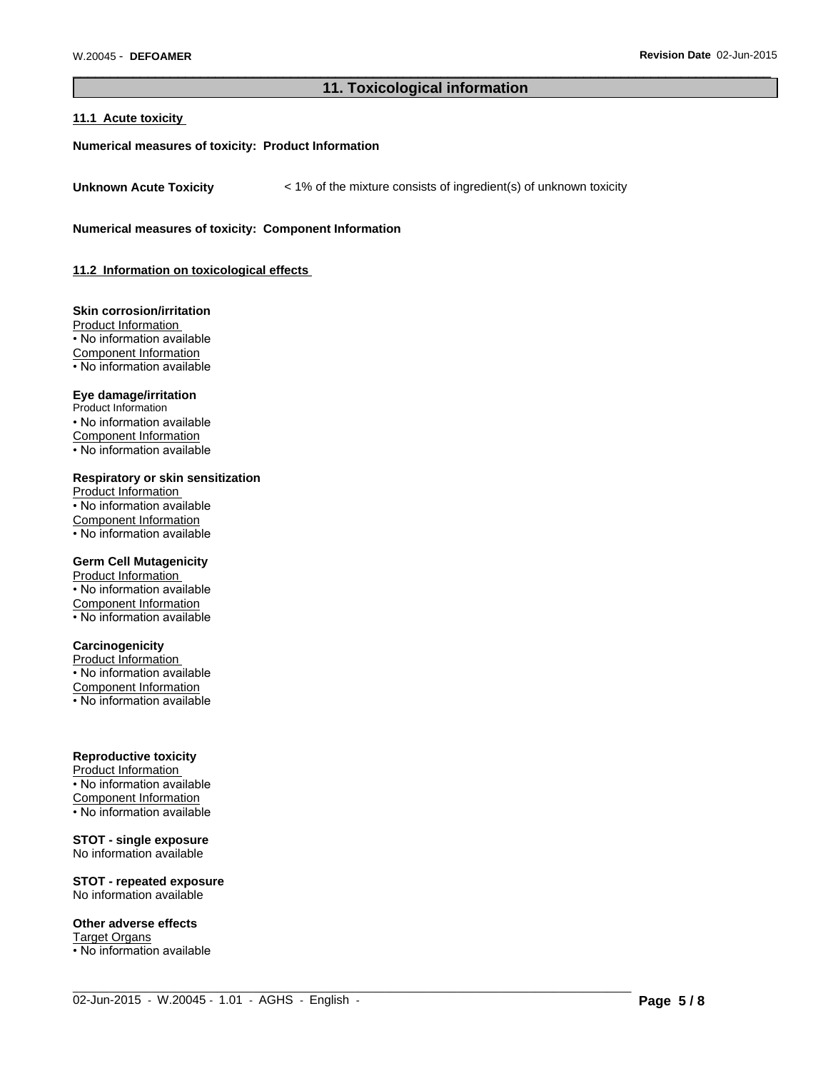## 11. Toxicological information

### 11.1 Acute toxicity

**Numerical measures of toxicity: Product Information**

**Unknown Acute Toxicity** < 1% of the mixture consists of ingredient(s) of unknown toxicity

**Numerical measures of toxicity: Component Information**

### 11.2 Information on toxicological effects

**Skin corrosion/irritation**

Product Information

- No information available

Component Information

- No information available

**Eye damage/irritation**

Product Information

- No information available

Component Information

- No information available

**Respiratory or skin sensitization**

Product Information

- No information available

Component Information

- No information available

**Germ Cell Mutagenicity**

Product Information

- No information available

Component Information

- No information available

**Carcinogenicity**

Product Information

- No information available

Component Information

- No information available

**Reproductive toxicity**

Product Information

- No information available

Component Information

- No information available

**STOT - single exposure**

No information available

**STOT - repeated exposure**

No information available

**Other adverse effects**

Target Organs

- No information available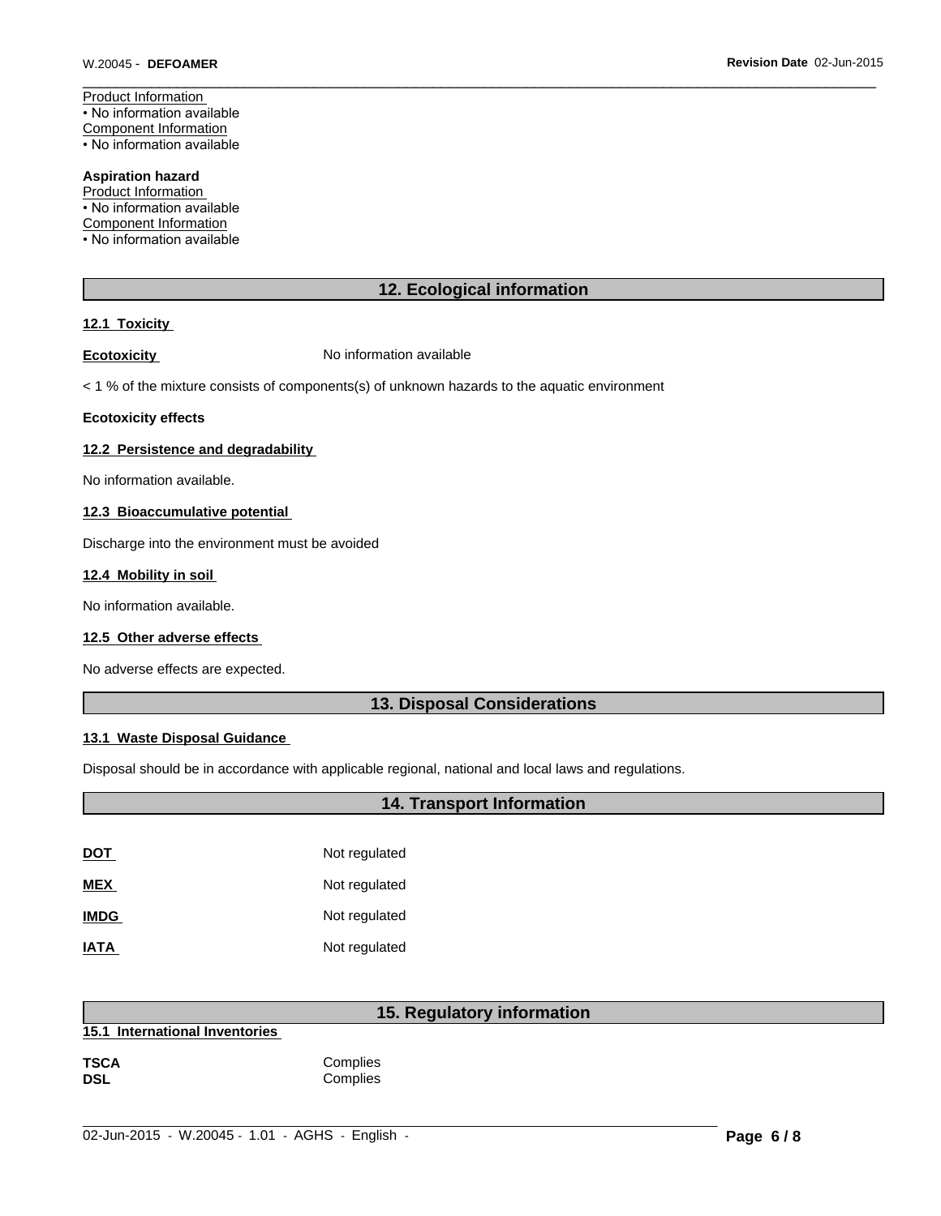Product Information
• No information available
Component Information
• No information available

**Aspiration hazard**
Product Information
• No information available
Component Information
• No information available

## 12. Ecological information

**12.1 Toxicity**

**Ecotoxicity** No information available

< 1 % of the mixture consists of components(s) of unknown hazards to the aquatic environment

**Ecotoxicity effects**

**12.2 Persistence and degradability**

No information available.

**12.3 Bioaccumulative potential**

Discharge into the environment must be avoided

**12.4 Mobility in soil**

No information available.

**12.5 Other adverse effects**

No adverse effects are expected.

## 13. Disposal Considerations

**13.1 Waste Disposal Guidance**

Disposal should be in accordance with applicable regional, national and local laws and regulations.

## 14. Transport Information

| | |
|---|---|
| **DOT** | Not regulated |
| **MEX** | Not regulated |
| **IMDG** | Not regulated |
| **IATA** | Not regulated |

## 15. Regulatory information

**15.1 International Inventories**

| | |
|---|---|
| **TSCA** | Complies |
| **DSL** | Complies |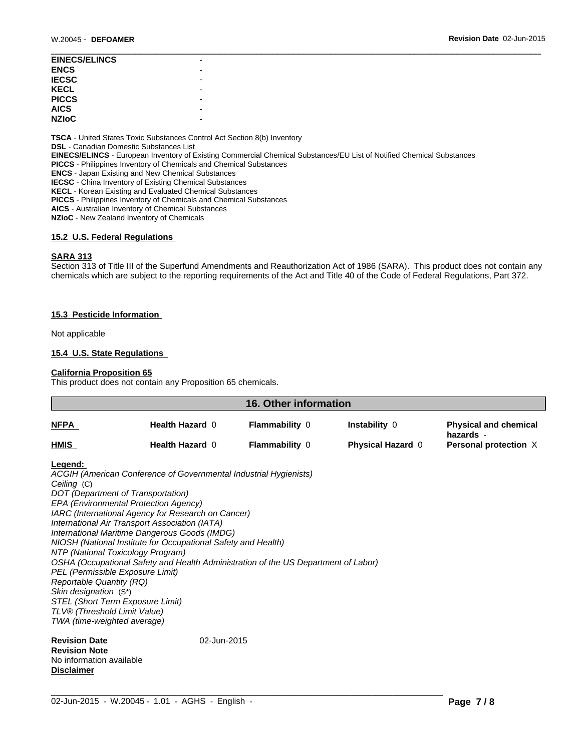| | |
|---|---|
| **EINECS/ELINCS** | - |
| **ENCS** | - |
| **IECSC** | - |
| **KECL** | - |
| **PICCS** | - |
| **AICS** | - |
| **NZIoC** | - |

**TSCA** - United States Toxic Substances Control Act Section 8(b) Inventory
**DSL** - Canadian Domestic Substances List
**EINECS/ELINCS** - European Inventory of Existing Commercial Chemical Substances/EU List of Notified Chemical Substances
**PICCS** - Philippines Inventory of Chemicals and Chemical Substances
**ENCS** - Japan Existing and New Chemical Substances
**IECSC** - China Inventory of Existing Chemical Substances
**KECL** - Korean Existing and Evaluated Chemical Substances
**PICCS** - Philippines Inventory of Chemicals and Chemical Substances
**AICS** - Australian Inventory of Chemical Substances
**NZIoC** - New Zealand Inventory of Chemicals

### 15.2 U.S. Federal Regulations

**SARA 313**
Section 313 of Title III of the Superfund Amendments and Reauthorization Act of 1986 (SARA). This product does not contain any chemicals which are subject to the reporting requirements of the Act and Title 40 of the Code of Federal Regulations, Part 372.

### 15.3 Pesticide Information

Not applicable

### 15.4 U.S. State Regulations

**California Proposition 65**
This product does not contain any Proposition 65 chemicals.

## 16. Other information

| | | | | |
|---|---|---|---|---|
| **NFPA** | **Health Hazard** 0 | **Flammability** 0 | **Instability** 0 | **Physical and chemical hazards** - |
| **HMIS** | **Health Hazard** 0 | **Flammability** 0 | **Physical Hazard** 0 | **Personal protection** X |

**Legend:**
*ACGIH (American Conference of Governmental Industrial Hygienists)*
*Ceiling* (C)
*DOT (Department of Transportation)*
*EPA (Environmental Protection Agency)*
*IARC (International Agency for Research on Cancer)*
*International Air Transport Association (IATA)*
*International Maritime Dangerous Goods (IMDG)*
*NIOSH (National Institute for Occupational Safety and Health)*
*NTP (National Toxicology Program)*
*OSHA (Occupational Safety and Health Administration of the US Department of Labor)*
*PEL (Permissible Exposure Limit)*
*Reportable Quantity (RQ)*
*Skin designation* (S*)
*STEL (Short Term Exposure Limit)*
*TLV® (Threshold Limit Value)*
*TWA (time-weighted average)*

**Revision Date** 02-Jun-2015
**Revision Note**
No information available
**Disclaimer**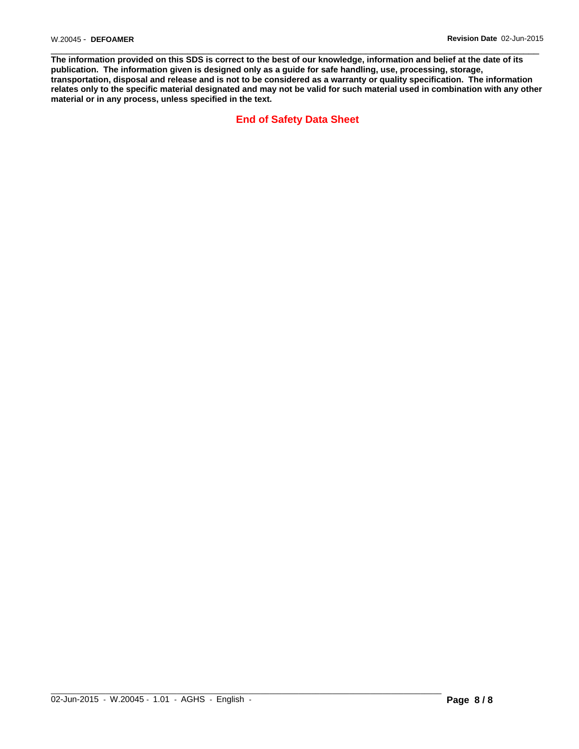**The information provided on this SDS is correct to the best of our knowledge, information and belief at the date of its publication. The information given is designed only as a guide for safe handling, use, processing, storage, transportation, disposal and release and is not to be considered as a warranty or quality specification. The information relates only to the specific material designated and may not be valid for such material used in combination with any other material or in any process, unless specified in the text.**

**End of Safety Data Sheet**